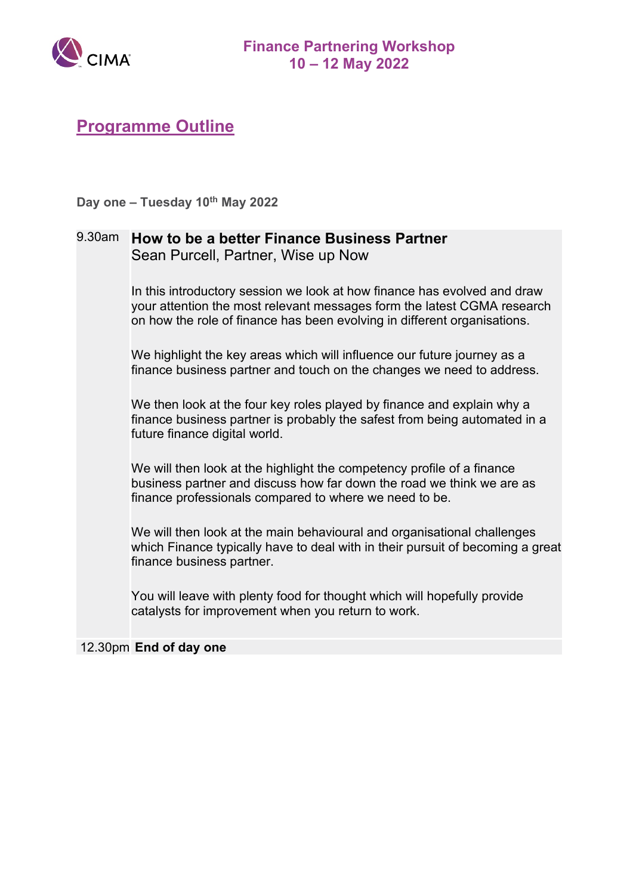# Finance Partnering Workshop
## 10 – 12 May 2022

## Programme Outline

**Day one – Tuesday 10th May 2022**

| | |
|---|---|
| 9.30am | **How to be a better Finance Business Partner**<br>Sean Purcell, Partner, Wise up Now<br><br>In this introductory session we look at how finance has evolved and draw your attention the most relevant messages form the latest CGMA research on how the role of finance has been evolving in different organisations.<br><br>We highlight the key areas which will influence our future journey as a finance business partner and touch on the changes we need to address.<br><br>We then look at the four key roles played by finance and explain why a finance business partner is probably the safest from being automated in a future finance digital world.<br><br>We will then look at the highlight the competency profile of a finance business partner and discuss how far down the road we think we are as finance professionals compared to where we need to be.<br><br>We will then look at the main behavioural and organisational challenges which Finance typically have to deal with in their pursuit of becoming a great finance business partner.<br><br>You will leave with plenty food for thought which will hopefully provide catalysts for improvement when you return to work. |
| 12.30pm | **End of day one** |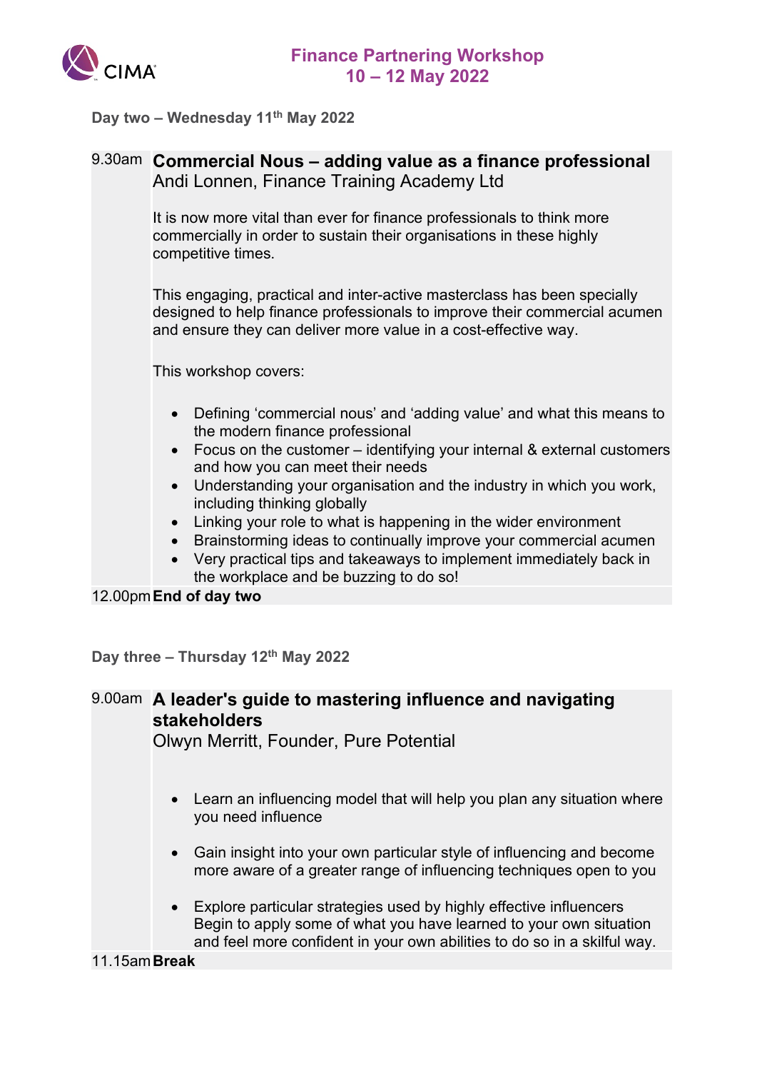# Finance Partnering Workshop
## 10 – 12 May 2022

**Day two – Wednesday 11th May 2022**

9.30am **Commercial Nous – adding value as a finance professional**
Andi Lonnen, Finance Training Academy Ltd

It is now more vital than ever for finance professionals to think more commercially in order to sustain their organisations in these highly competitive times.

This engaging, practical and inter-active masterclass has been specially designed to help finance professionals to improve their commercial acumen and ensure they can deliver more value in a cost-effective way.

This workshop covers:

- Defining 'commercial nous' and 'adding value' and what this means to the modern finance professional
- Focus on the customer – identifying your internal & external customers and how you can meet their needs
- Understanding your organisation and the industry in which you work, including thinking globally
- Linking your role to what is happening in the wider environment
- Brainstorming ideas to continually improve your commercial acumen
- Very practical tips and takeaways to implement immediately back in the workplace and be buzzing to do so!

12.00pm **End of day two**

**Day three – Thursday 12th May 2022**

9.00am **A leader's guide to mastering influence and navigating stakeholders**
Olwyn Merritt, Founder, Pure Potential

- Learn an influencing model that will help you plan any situation where you need influence
- Gain insight into your own particular style of influencing and become more aware of a greater range of influencing techniques open to you
- Explore particular strategies used by highly effective influencers Begin to apply some of what you have learned to your own situation and feel more confident in your own abilities to do so in a skilful way.

11.15am **Break**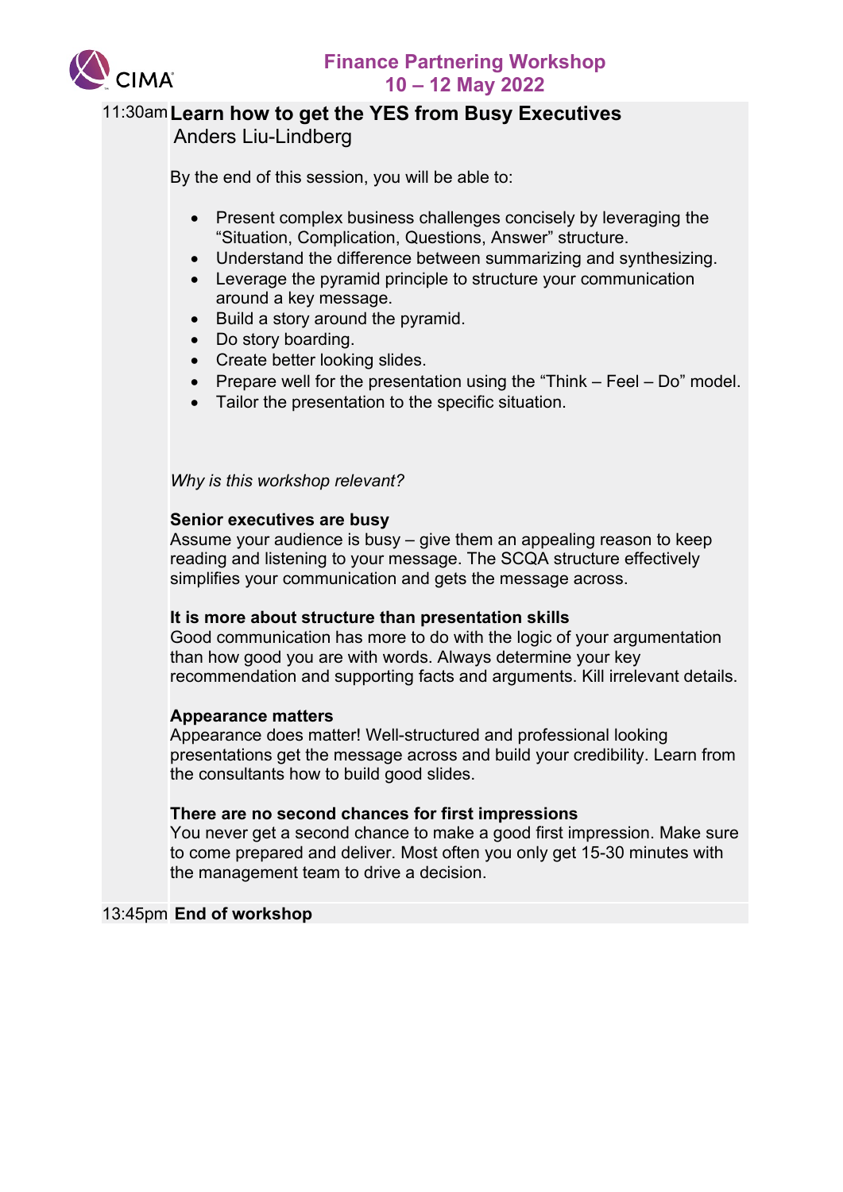11:30am **Learn how to get the YES from Busy Executives**
Anders Liu-Lindberg

By the end of this session, you will be able to:

- Present complex business challenges concisely by leveraging the "Situation, Complication, Questions, Answer" structure.
- Understand the difference between summarizing and synthesizing.
- Leverage the pyramid principle to structure your communication around a key message.
- Build a story around the pyramid.
- Do story boarding.
- Create better looking slides.
- Prepare well for the presentation using the "Think – Feel – Do" model.
- Tailor the presentation to the specific situation.

*Why is this workshop relevant?*

**Senior executives are busy**
Assume your audience is busy – give them an appealing reason to keep reading and listening to your message. The SCQA structure effectively simplifies your communication and gets the message across.

**It is more about structure than presentation skills**
Good communication has more to do with the logic of your argumentation than how good you are with words. Always determine your key recommendation and supporting facts and arguments. Kill irrelevant details.

**Appearance matters**
Appearance does matter! Well-structured and professional looking presentations get the message across and build your credibility. Learn from the consultants how to build good slides.

**There are no second chances for first impressions**
You never get a second chance to make a good first impression. Make sure to come prepared and deliver. Most often you only get 15-30 minutes with the management team to drive a decision.

13:45pm **End of workshop**